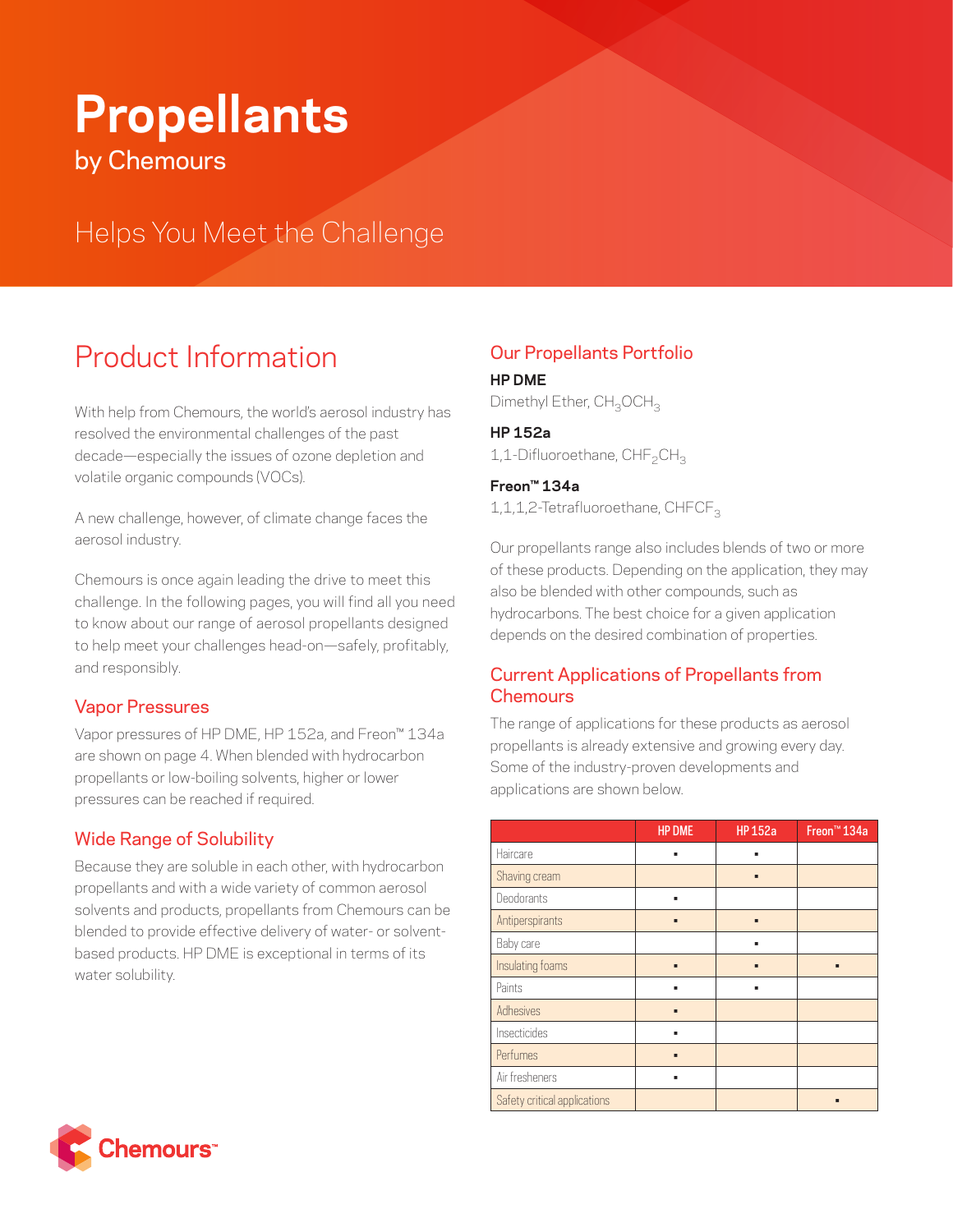# Propellants

by Chemours

Helps You Meet the Challenge

## Product Information

With help from Chemours, the world's aerosol industry has resolved the environmental challenges of the past decade—especially the issues of ozone depletion and volatile organic compounds (VOCs).

A new challenge, however, of climate change faces the aerosol industry.

Chemours is once again leading the drive to meet this challenge. In the following pages, you will find all you need to know about our range of aerosol propellants designed to help meet your challenges head-on—safely, profitably, and responsibly.

### Vapor Pressures

Vapor pressures of HP DME, HP 152a, and Freon™ 134a are shown on page 4. When blended with hydrocarbon propellants or low-boiling solvents, higher or lower pressures can be reached if required.

### Wide Range of Solubility

Because they are soluble in each other, with hydrocarbon propellants and with a wide variety of common aerosol solvents and products, propellants from Chemours can be blended to provide effective delivery of water- or solvent-based products. HP DME is exceptional in terms of its water solubility.

### Our Propellants Portfolio

**HP DME**
Dimethyl Ether, $CH_3OCH_3$

**HP 152a**
1,1-Difluoroethane, $CHF_2CH_3$

**Freon™ 134a**
1,1,1,2-Tetrafluoroethane, $CHFCF_3$

Our propellants range also includes blends of two or more of these products. Depending on the application, they may also be blended with other compounds, such as hydrocarbons. The best choice for a given application depends on the desired combination of properties.

### Current Applications of Propellants from Chemours

The range of applications for these products as aerosol propellants is already extensive and growing every day. Some of the industry-proven developments and applications are shown below.

| | HP DME | HP 152a | Freon™ 134a |
|---|---|---|---|
| Haircare | ▪ | ▪ | |
| Shaving cream | | ▪ | |
| Deodorants | ▪ | | |
| Antiperspirants | ▪ | ▪ | |
| Baby care | | ▪ | |
| Insulating foams | ▪ | ▪ | ▪ |
| Paints | ▪ | ▪ | |
| Adhesives | ▪ | | |
| Insecticides | ▪ | | |
| Perfumes | ▪ | | |
| Air fresheners | ▪ | | |
| Safety critical applications | | | ▪ |

Chemours™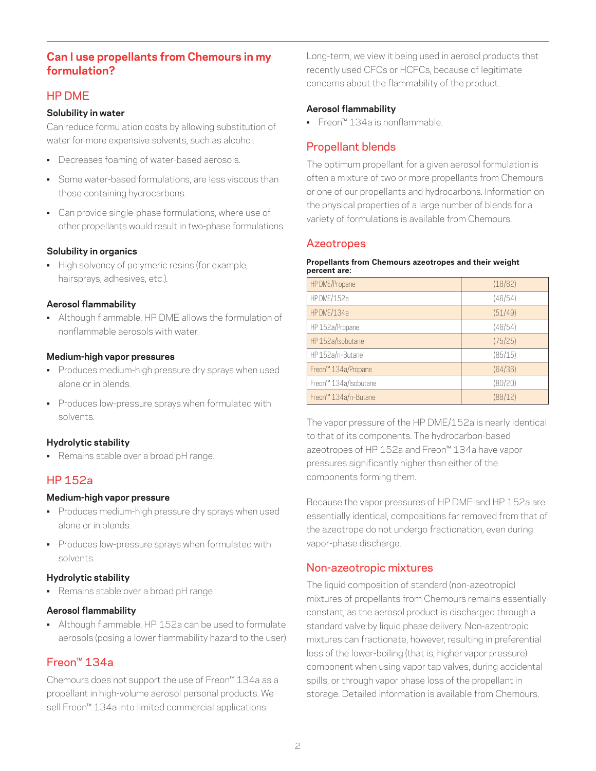## Can I use propellants from Chemours in my formulation?

### HP DME

#### Solubility in water

Can reduce formulation costs by allowing substitution of water for more expensive solvents, such as alcohol.

- Decreases foaming of water-based aerosols.
- Some water-based formulations, are less viscous than those containing hydrocarbons.
- Can provide single-phase formulations, where use of other propellants would result in two-phase formulations.

#### Solubility in organics

- High solvency of polymeric resins (for example, hairsprays, adhesives, etc.).

#### Aerosol flammability

- Although flammable, HP DME allows the formulation of nonflammable aerosols with water.

#### Medium-high vapor pressures

- Produces medium-high pressure dry sprays when used alone or in blends.
- Produces low-pressure sprays when formulated with solvents.

#### Hydrolytic stability

- Remains stable over a broad pH range.

### HP 152a

#### Medium-high vapor pressure

- Produces medium-high pressure dry sprays when used alone or in blends.
- Produces low-pressure sprays when formulated with solvents.

#### Hydrolytic stability

- Remains stable over a broad pH range.

#### Aerosol flammability

- Although flammable, HP 152a can be used to formulate aerosols (posing a lower flammability hazard to the user).

### Freon™ 134a

Chemours does not support the use of Freon™ 134a as a propellant in high-volume aerosol personal products. We sell Freon™ 134a into limited commercial applications. Long-term, we view it being used in aerosol products that recently used CFCs or HCFCs, because of legitimate concerns about the flammability of the product.

#### Aerosol flammability

- Freon™ 134a is nonflammable.

### Propellant blends

The optimum propellant for a given aerosol formulation is often a mixture of two or more propellants from Chemours or one of our propellants and hydrocarbons. Information on the physical properties of a large number of blends for a variety of formulations is available from Chemours.

### Azeotropes

**Propellants from Chemours azeotropes and their weight percent are:**

| | |
|---|---|
| HP DME/Propane | (18/82) |
| HP DME/152a | (46/54) |
| HP DME/134a | (51/49) |
| HP 152a/Propane | (46/54) |
| HP 152a/Isobutane | (75/25) |
| HP 152a/n-Butane | (85/15) |
| Freon™ 134a/Propane | (64/36) |
| Freon™ 134a/Isobutane | (80/20) |
| Freon™ 134a/n-Butane | (88/12) |

The vapor pressure of the HP DME/152a is nearly identical to that of its components. The hydrocarbon-based azeotropes of HP 152a and Freon™ 134a have vapor pressures significantly higher than either of the components forming them.

Because the vapor pressures of HP DME and HP 152a are essentially identical, compositions far removed from that of the azeotrope do not undergo fractionation, even during vapor-phase discharge.

### Non-azeotropic mixtures

The liquid composition of standard (non-azeotropic) mixtures of propellants from Chemours remains essentially constant, as the aerosol product is discharged through a standard valve by liquid phase delivery. Non-azeotropic mixtures can fractionate, however, resulting in preferential loss of the lower-boiling (that is, higher vapor pressure) component when using vapor tap valves, during accidental spills, or through vapor phase loss of the propellant in storage. Detailed information is available from Chemours.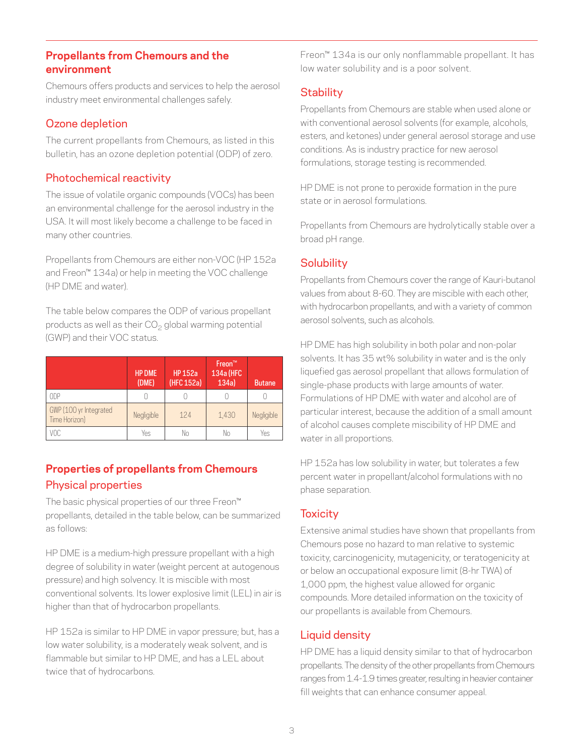## Propellants from Chemours and the environment

Chemours offers products and services to help the aerosol industry meet environmental challenges safely.

### Ozone depletion

The current propellants from Chemours, as listed in this bulletin, has an ozone depletion potential (ODP) of zero.

### Photochemical reactivity

The issue of volatile organic compounds (VOCs) has been an environmental challenge for the aerosol industry in the USA. It will most likely become a challenge to be faced in many other countries.

Propellants from Chemours are either non-VOC (HP 152a and Freon™ 134a) or help in meeting the VOC challenge (HP DME and water).

The table below compares the ODP of various propellant products as well as their $CO_2$ global warming potential (GWP) and their VOC status.

| | HP DME (DME) | HP 152a (HFC 152a) | Freon™ 134a (HFC 134a) | Butane |
|---|---|---|---|---|
| ODP | 0 | 0 | 0 | 0 |
| GWP (100 yr Integrated Time Horizon) | Negligible | 124 | 1,430 | Negligible |
| VOC | Yes | No | No | Yes |

## Properties of propellants from Chemours

### Physical properties

The basic physical properties of our three Freon™ propellants, detailed in the table below, can be summarized as follows:

HP DME is a medium-high pressure propellant with a high degree of solubility in water (weight percent at autogenous pressure) and high solvency. It is miscible with most conventional solvents. Its lower explosive limit (LEL) in air is higher than that of hydrocarbon propellants.

HP 152a is similar to HP DME in vapor pressure; but, has a low water solubility, is a moderately weak solvent, and is flammable but similar to HP DME, and has a LEL about twice that of hydrocarbons.

Freon™ 134a is our only nonflammable propellant. It has low water solubility and is a poor solvent.

### Stability

Propellants from Chemours are stable when used alone or with conventional aerosol solvents (for example, alcohols, esters, and ketones) under general aerosol storage and use conditions. As is industry practice for new aerosol formulations, storage testing is recommended.

HP DME is not prone to peroxide formation in the pure state or in aerosol formulations.

Propellants from Chemours are hydrolytically stable over a broad pH range.

### Solubility

Propellants from Chemours cover the range of Kauri-butanol values from about 8-60. They are miscible with each other, with hydrocarbon propellants, and with a variety of common aerosol solvents, such as alcohols.

HP DME has high solubility in both polar and non-polar solvents. It has 35 wt% solubility in water and is the only liquefied gas aerosol propellant that allows formulation of single-phase products with large amounts of water. Formulations of HP DME with water and alcohol are of particular interest, because the addition of a small amount of alcohol causes complete miscibility of HP DME and water in all proportions.

HP 152a has low solubility in water, but tolerates a few percent water in propellant/alcohol formulations with no phase separation.

### Toxicity

Extensive animal studies have shown that propellants from Chemours pose no hazard to man relative to systemic toxicity, carcinogenicity, mutagenicity, or teratogenicity at or below an occupational exposure limit (8-hr TWA) of 1,000 ppm, the highest value allowed for organic compounds. More detailed information on the toxicity of our propellants is available from Chemours.

### Liquid density

HP DME has a liquid density similar to that of hydrocarbon propellants. The density of the other propellants from Chemours ranges from 1.4-1.9 times greater, resulting in heavier container fill weights that can enhance consumer appeal.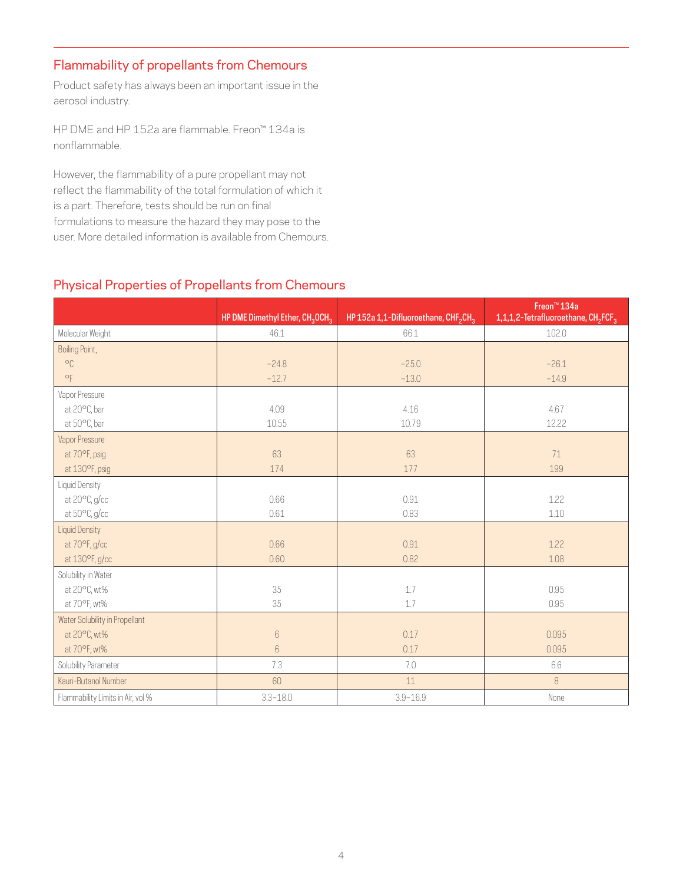## Flammability of propellants from Chemours

Product safety has always been an important issue in the aerosol industry.

HP DME and HP 152a are flammable. Freon™ 134a is nonflammable.

However, the flammability of a pure propellant may not reflect the flammability of the total formulation of which it is a part. Therefore, tests should be run on final formulations to measure the hazard they may pose to the user. More detailed information is available from Chemours.

## Physical Properties of Propellants from Chemours

| | HP DME Dimethyl Ether, $CH_3OCH_3$ | HP 152a 1,1-Difluoroethane, $CHF_2CH_3$ | Freon™ 134a 1,1,1,2-Tetrafluoroethane, $CH_2FCF_3$ |
|---|---|---|---|
| Molecular Weight | 46.1 | 66.1 | 102.0 |
| Boiling Point, | | | |
| °C | −24.8 | −25.0 | −26.1 |
| °F | −12.7 | −13.0 | −14.9 |
| Vapor Pressure | | | |
| at 20°C, bar | 4.09 | 4.16 | 4.67 |
| at 50°C, bar | 10.55 | 10.79 | 12.22 |
| Vapor Pressure | | | |
| at 70°F, psig | 63 | 63 | 71 |
| at 130°F, psig | 174 | 177 | 199 |
| Liquid Density | | | |
| at 20°C, g/cc | 0.66 | 0.91 | 1.22 |
| at 50°C, g/cc | 0.61 | 0.83 | 1.10 |
| Liquid Density | | | |
| at 70°F, g/cc | 0.66 | 0.91 | 1.22 |
| at 130°F, g/cc | 0.60 | 0.82 | 1.08 |
| Solubility in Water | | | |
| at 20°C, wt% | 35 | 1.7 | 0.95 |
| at 70°F, wt% | 35 | 1.7 | 0.95 |
| Water Solubility in Propellant | | | |
| at 20°C, wt% | 6 | 0.17 | 0.095 |
| at 70°F, wt% | 6 | 0.17 | 0.095 |
| Solubility Parameter | 7.3 | 7.0 | 6.6 |
| Kauri-Butanol Number | 60 | 11 | 8 |
| Flammability Limits in Air, vol % | 3.3–18.0 | 3.9–16.9 | None |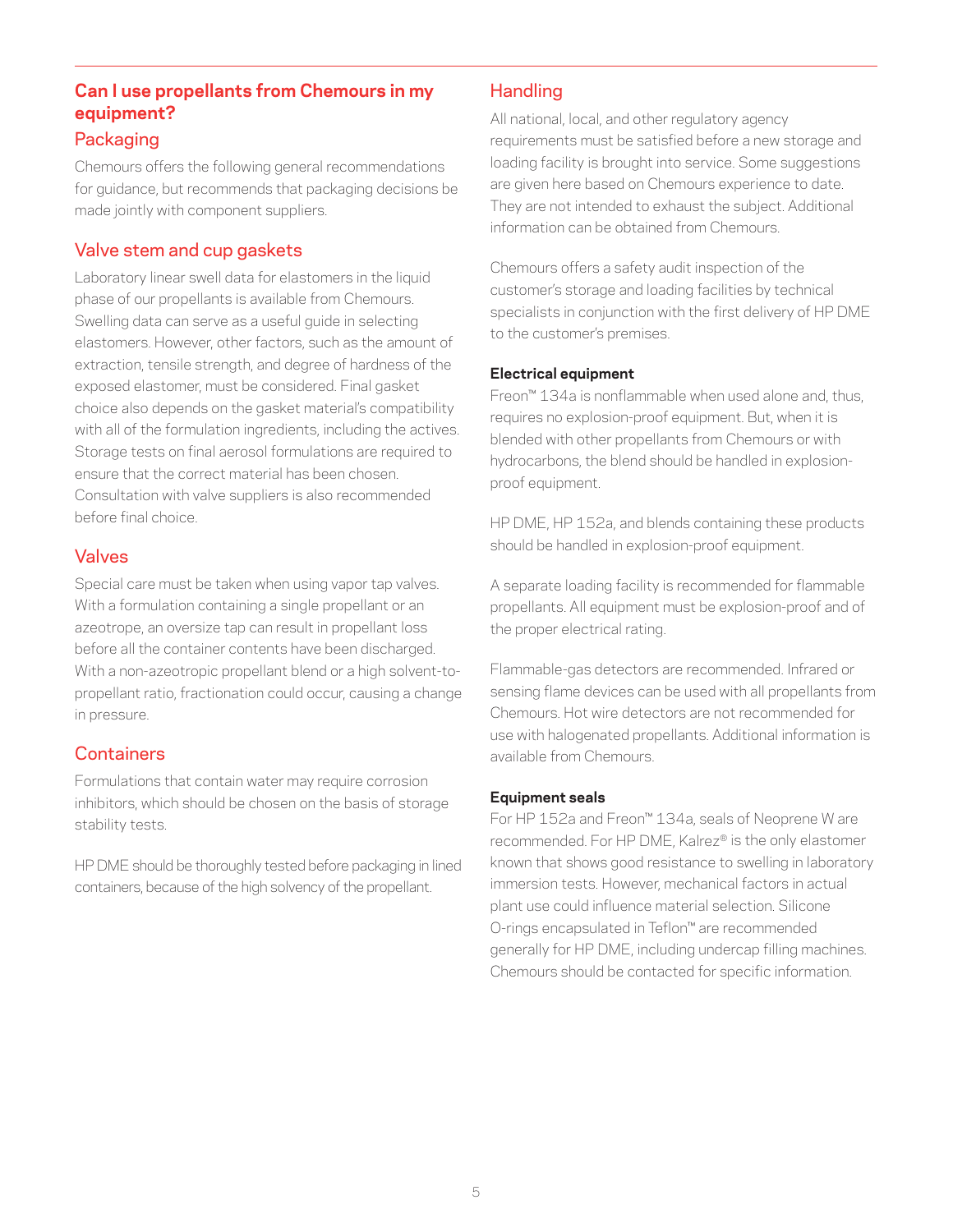## Can I use propellants from Chemours in my equipment?

### Packaging

Chemours offers the following general recommendations for guidance, but recommends that packaging decisions be made jointly with component suppliers.

### Valve stem and cup gaskets

Laboratory linear swell data for elastomers in the liquid phase of our propellants is available from Chemours. Swelling data can serve as a useful guide in selecting elastomers. However, other factors, such as the amount of extraction, tensile strength, and degree of hardness of the exposed elastomer, must be considered. Final gasket choice also depends on the gasket material's compatibility with all of the formulation ingredients, including the actives. Storage tests on final aerosol formulations are required to ensure that the correct material has been chosen. Consultation with valve suppliers is also recommended before final choice.

### Valves

Special care must be taken when using vapor tap valves. With a formulation containing a single propellant or an azeotrope, an oversize tap can result in propellant loss before all the container contents have been discharged. With a non-azeotropic propellant blend or a high solvent-to-propellant ratio, fractionation could occur, causing a change in pressure.

### Containers

Formulations that contain water may require corrosion inhibitors, which should be chosen on the basis of storage stability tests.

HP DME should be thoroughly tested before packaging in lined containers, because of the high solvency of the propellant.

### Handling

All national, local, and other regulatory agency requirements must be satisfied before a new storage and loading facility is brought into service. Some suggestions are given here based on Chemours experience to date. They are not intended to exhaust the subject. Additional information can be obtained from Chemours.

Chemours offers a safety audit inspection of the customer's storage and loading facilities by technical specialists in conjunction with the first delivery of HP DME to the customer's premises.

**Electrical equipment**

Freon™ 134a is nonflammable when used alone and, thus, requires no explosion-proof equipment. But, when it is blended with other propellants from Chemours or with hydrocarbons, the blend should be handled in explosion-proof equipment.

HP DME, HP 152a, and blends containing these products should be handled in explosion-proof equipment.

A separate loading facility is recommended for flammable propellants. All equipment must be explosion-proof and of the proper electrical rating.

Flammable-gas detectors are recommended. Infrared or sensing flame devices can be used with all propellants from Chemours. Hot wire detectors are not recommended for use with halogenated propellants. Additional information is available from Chemours.

**Equipment seals**

For HP 152a and Freon™ 134a, seals of Neoprene W are recommended. For HP DME, Kalrez® is the only elastomer known that shows good resistance to swelling in laboratory immersion tests. However, mechanical factors in actual plant use could influence material selection. Silicone O-rings encapsulated in Teflon™ are recommended generally for HP DME, including undercap filling machines. Chemours should be contacted for specific information.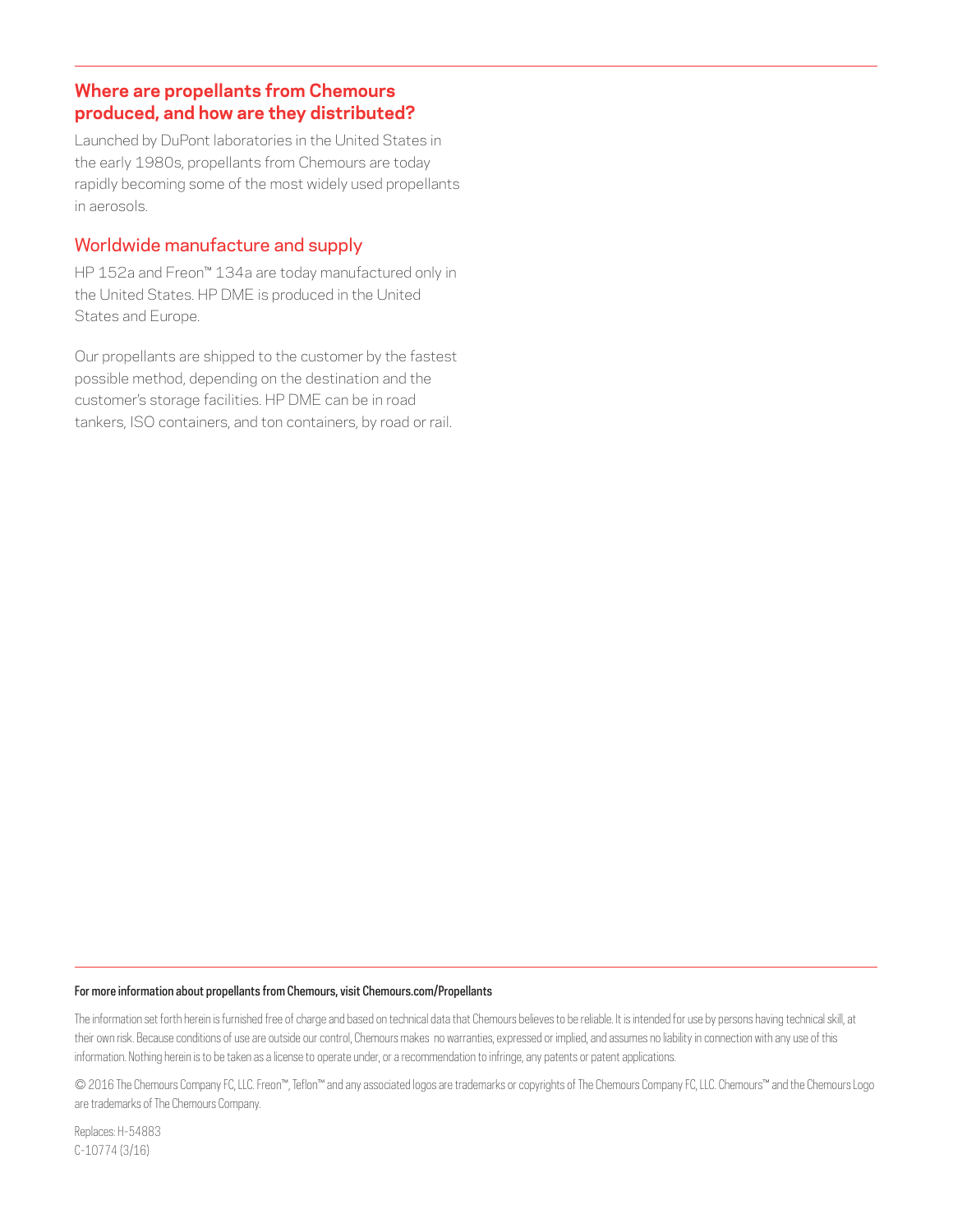## Where are propellants from Chemours produced, and how are they distributed?

Launched by DuPont laboratories in the United States in the early 1980s, propellants from Chemours are today rapidly becoming some of the most widely used propellants in aerosols.

### Worldwide manufacture and supply

HP 152a and Freon™ 134a are today manufactured only in the United States. HP DME is produced in the United States and Europe.

Our propellants are shipped to the customer by the fastest possible method, depending on the destination and the customer's storage facilities. HP DME can be in road tankers, ISO containers, and ton containers, by road or rail.

**For more information about propellants from Chemours, visit Chemours.com/Propellants**

The information set forth herein is furnished free of charge and based on technical data that Chemours believes to be reliable. It is intended for use by persons having technical skill, at their own risk. Because conditions of use are outside our control, Chemours makes no warranties, expressed or implied, and assumes no liability in connection with any use of this information. Nothing herein is to be taken as a license to operate under, or a recommendation to infringe, any patents or patent applications.

© 2016 The Chemours Company FC, LLC. Freon™, Teflon™ and any associated logos are trademarks or copyrights of The Chemours Company FC, LLC. Chemours™ and the Chemours Logo are trademarks of The Chemours Company.

Replaces: H-54883
C-10774 (3/16)